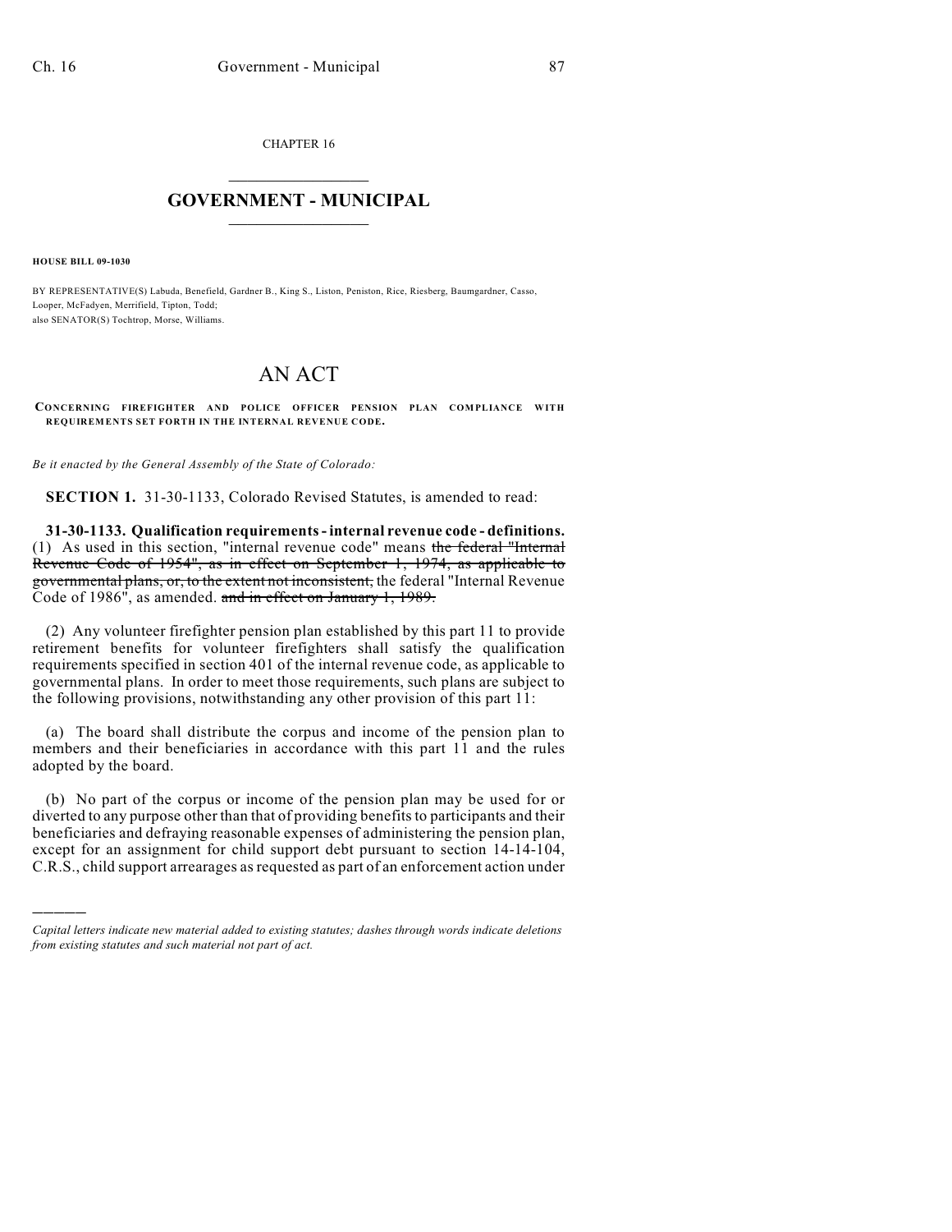CHAPTER 16

# GOVERNMENT - MUNICIPAL

**HOUSE BILL 09-1030**

BY REPRESENTATIVE(S) Labuda, Benefield, Gardner B., King S., Liston, Peniston, Rice, Riesberg, Baumgardner, Casso, Looper, McFadyen, Merrifield, Tipton, Todd;
also SENATOR(S) Tochtrop, Morse, Williams.

# AN ACT

**CONCERNING FIREFIGHTER AND POLICE OFFICER PENSION PLAN COMPLIANCE WITH REQUIREMENTS SET FORTH IN THE INTERNAL REVENUE CODE.**

*Be it enacted by the General Assembly of the State of Colorado:*

**SECTION 1.** 31-30-1133, Colorado Revised Statutes, is amended to read:

**31-30-1133. Qualification requirements - internal revenue code - definitions.** (1) As used in this section, "internal revenue code" means ~~the federal "Internal Revenue Code of 1954", as in effect on September 1, 1974, as applicable to governmental plans, or, to the extent not inconsistent,~~ the federal "Internal Revenue Code of 1986", as amended. ~~and in effect on January 1, 1989.~~

(2) Any volunteer firefighter pension plan established by this part 11 to provide retirement benefits for volunteer firefighters shall satisfy the qualification requirements specified in section 401 of the internal revenue code, as applicable to governmental plans. In order to meet those requirements, such plans are subject to the following provisions, notwithstanding any other provision of this part 11:

(a) The board shall distribute the corpus and income of the pension plan to members and their beneficiaries in accordance with this part 11 and the rules adopted by the board.

(b) No part of the corpus or income of the pension plan may be used for or diverted to any purpose other than that of providing benefits to participants and their beneficiaries and defraying reasonable expenses of administering the pension plan, except for an assignment for child support debt pursuant to section 14-14-104, C.R.S., child support arrearages as requested as part of an enforcement action under

*Capital letters indicate new material added to existing statutes; dashes through words indicate deletions from existing statutes and such material not part of act.*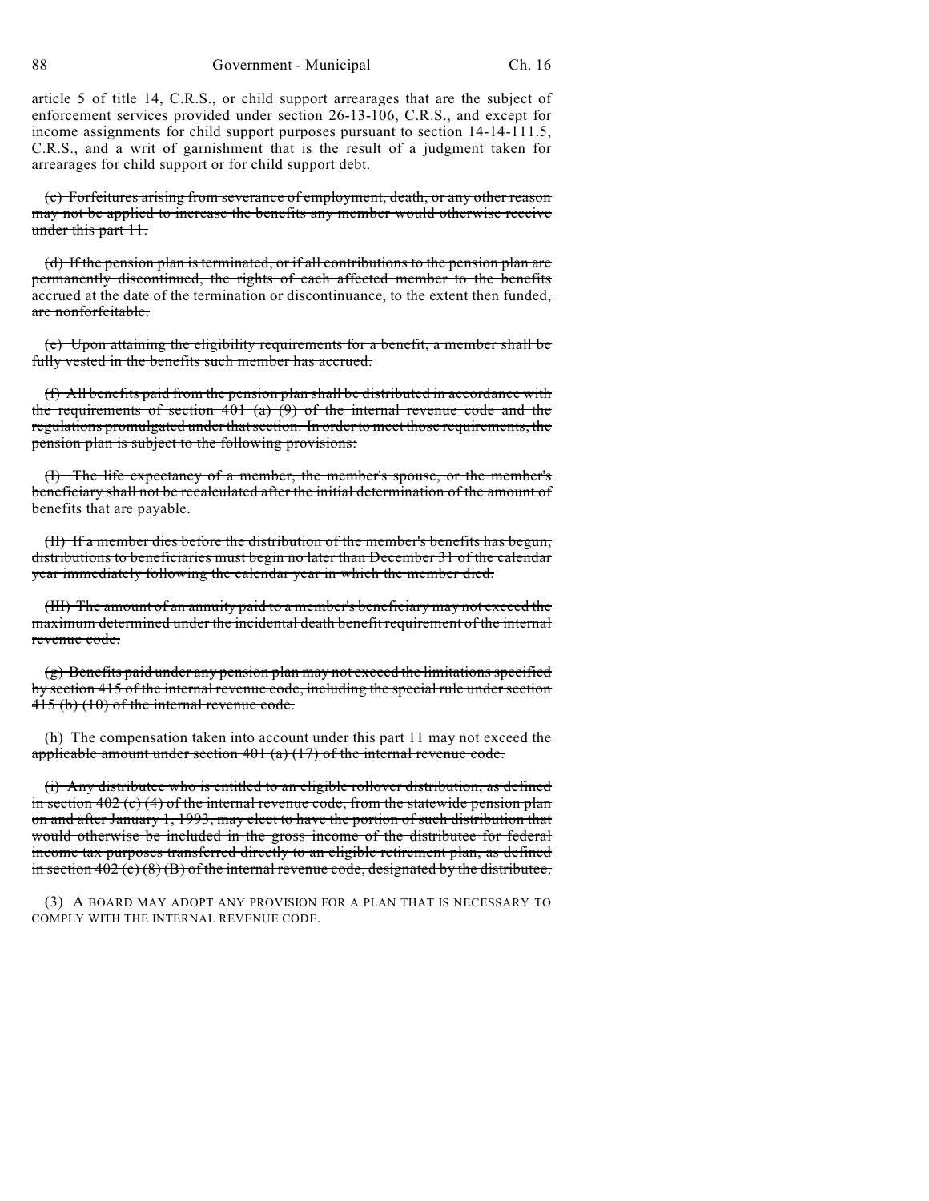article 5 of title 14, C.R.S., or child support arrearages that are the subject of enforcement services provided under section 26-13-106, C.R.S., and except for income assignments for child support purposes pursuant to section 14-14-111.5, C.R.S., and a writ of garnishment that is the result of a judgment taken for arrearages for child support or for child support debt.

~~(c) Forfeitures arising from severance of employment, death, or any other reason may not be applied to increase the benefits any member would otherwise receive under this part 11.~~

~~(d) If the pension plan is terminated, or if all contributions to the pension plan are permanently discontinued, the rights of each affected member to the benefits accrued at the date of the termination or discontinuance, to the extent then funded, are nonforfeitable.~~

~~(e) Upon attaining the eligibility requirements for a benefit, a member shall be fully vested in the benefits such member has accrued.~~

~~(f) All benefits paid from the pension plan shall be distributed in accordance with the requirements of section 401 (a) (9) of the internal revenue code and the regulations promulgated under that section. In order to meet those requirements, the pension plan is subject to the following provisions:~~

~~(I) The life expectancy of a member, the member's spouse, or the member's beneficiary shall not be recalculated after the initial determination of the amount of benefits that are payable.~~

~~(II) If a member dies before the distribution of the member's benefits has begun, distributions to beneficiaries must begin no later than December 31 of the calendar year immediately following the calendar year in which the member died.~~

~~(III) The amount of an annuity paid to a member's beneficiary may not exceed the maximum determined under the incidental death benefit requirement of the internal revenue code.~~

~~(g) Benefits paid under any pension plan may not exceed the limitations specified by section 415 of the internal revenue code, including the special rule under section 415 (b) (10) of the internal revenue code.~~

~~(h) The compensation taken into account under this part 11 may not exceed the applicable amount under section 401 (a) (17) of the internal revenue code.~~

~~(i) Any distributee who is entitled to an eligible rollover distribution, as defined in section 402 (c) (4) of the internal revenue code, from the statewide pension plan on and after January 1, 1993, may elect to have the portion of such distribution that would otherwise be included in the gross income of the distributee for federal income tax purposes transferred directly to an eligible retirement plan, as defined in section 402 (c) (8) (B) of the internal revenue code, designated by the distributee.~~

(3) A BOARD MAY ADOPT ANY PROVISION FOR A PLAN THAT IS NECESSARY TO COMPLY WITH THE INTERNAL REVENUE CODE.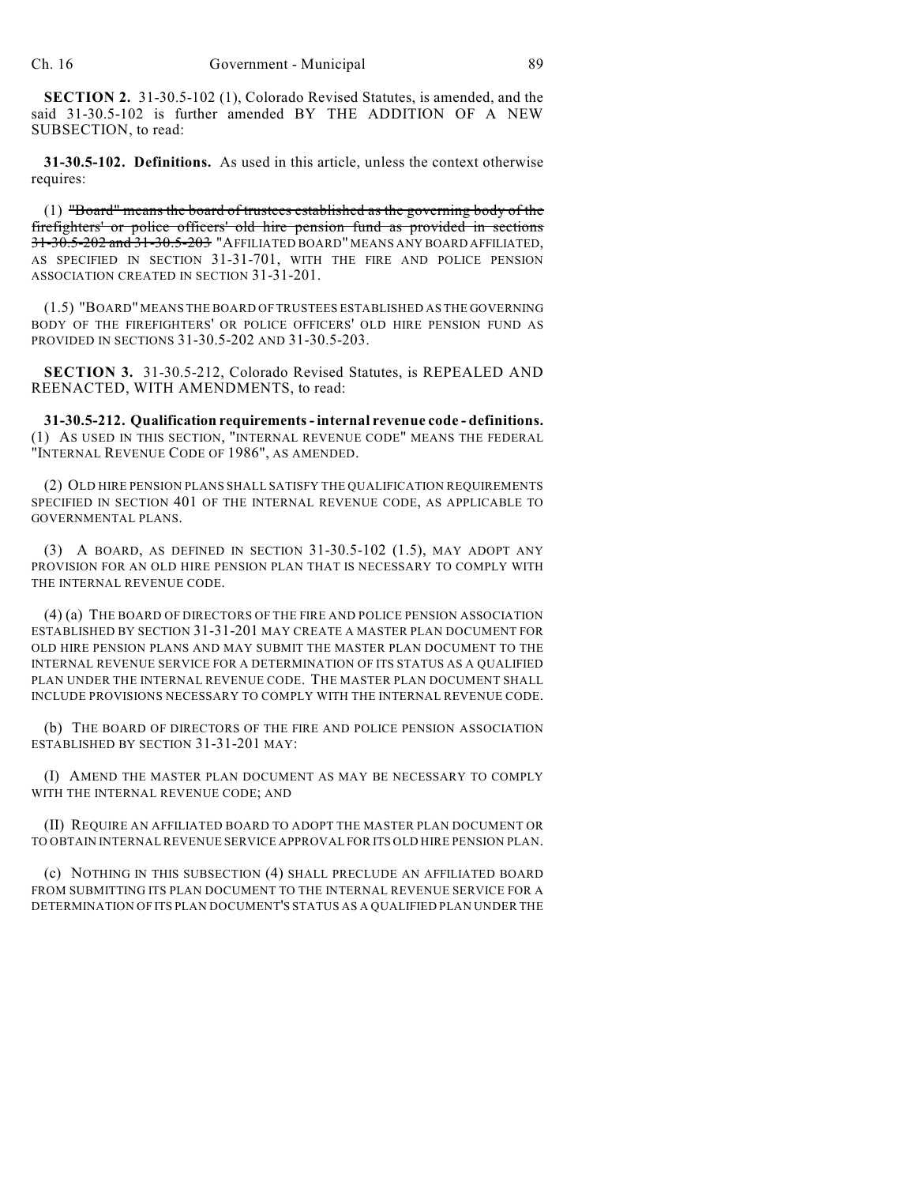**SECTION 2.** 31-30.5-102 (1), Colorado Revised Statutes, is amended, and the said 31-30.5-102 is further amended BY THE ADDITION OF A NEW SUBSECTION, to read:

**31-30.5-102. Definitions.** As used in this article, unless the context otherwise requires:

(1) ~~"Board" means the board of trustees established as the governing body of the firefighters' or police officers' old hire pension fund as provided in sections 31-30.5-202 and 31-30.5-203~~ "AFFILIATED BOARD" MEANS ANY BOARD AFFILIATED, AS SPECIFIED IN SECTION 31-31-701, WITH THE FIRE AND POLICE PENSION ASSOCIATION CREATED IN SECTION 31-31-201.

(1.5) "BOARD" MEANS THE BOARD OF TRUSTEES ESTABLISHED AS THE GOVERNING BODY OF THE FIREFIGHTERS' OR POLICE OFFICERS' OLD HIRE PENSION FUND AS PROVIDED IN SECTIONS 31-30.5-202 AND 31-30.5-203.

**SECTION 3.** 31-30.5-212, Colorado Revised Statutes, is REPEALED AND REENACTED, WITH AMENDMENTS, to read:

**31-30.5-212. Qualification requirements - internal revenue code - definitions.** (1) AS USED IN THIS SECTION, "INTERNAL REVENUE CODE" MEANS THE FEDERAL "INTERNAL REVENUE CODE OF 1986", AS AMENDED.

(2) OLD HIRE PENSION PLANS SHALL SATISFY THE QUALIFICATION REQUIREMENTS SPECIFIED IN SECTION 401 OF THE INTERNAL REVENUE CODE, AS APPLICABLE TO GOVERNMENTAL PLANS.

(3) A BOARD, AS DEFINED IN SECTION 31-30.5-102 (1.5), MAY ADOPT ANY PROVISION FOR AN OLD HIRE PENSION PLAN THAT IS NECESSARY TO COMPLY WITH THE INTERNAL REVENUE CODE.

(4) (a) THE BOARD OF DIRECTORS OF THE FIRE AND POLICE PENSION ASSOCIATION ESTABLISHED BY SECTION 31-31-201 MAY CREATE A MASTER PLAN DOCUMENT FOR OLD HIRE PENSION PLANS AND MAY SUBMIT THE MASTER PLAN DOCUMENT TO THE INTERNAL REVENUE SERVICE FOR A DETERMINATION OF ITS STATUS AS A QUALIFIED PLAN UNDER THE INTERNAL REVENUE CODE. THE MASTER PLAN DOCUMENT SHALL INCLUDE PROVISIONS NECESSARY TO COMPLY WITH THE INTERNAL REVENUE CODE.

(b) THE BOARD OF DIRECTORS OF THE FIRE AND POLICE PENSION ASSOCIATION ESTABLISHED BY SECTION 31-31-201 MAY:

(I) AMEND THE MASTER PLAN DOCUMENT AS MAY BE NECESSARY TO COMPLY WITH THE INTERNAL REVENUE CODE; AND

(II) REQUIRE AN AFFILIATED BOARD TO ADOPT THE MASTER PLAN DOCUMENT OR TO OBTAIN INTERNAL REVENUE SERVICE APPROVAL FOR ITS OLD HIRE PENSION PLAN.

(c) NOTHING IN THIS SUBSECTION (4) SHALL PRECLUDE AN AFFILIATED BOARD FROM SUBMITTING ITS PLAN DOCUMENT TO THE INTERNAL REVENUE SERVICE FOR A DETERMINATION OF ITS PLAN DOCUMENT'S STATUS AS A QUALIFIED PLAN UNDER THE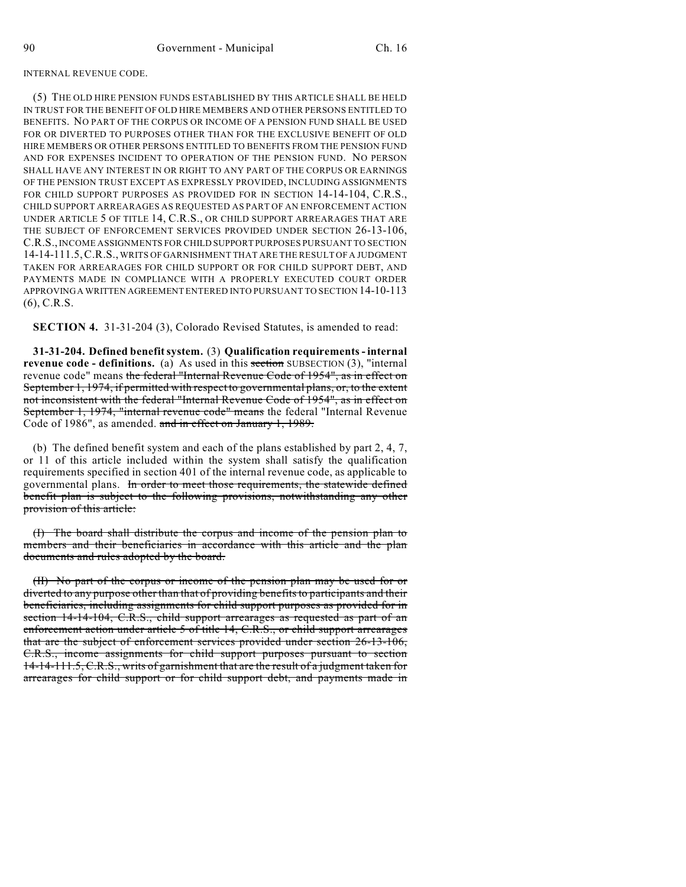INTERNAL REVENUE CODE.

(5) THE OLD HIRE PENSION FUNDS ESTABLISHED BY THIS ARTICLE SHALL BE HELD IN TRUST FOR THE BENEFIT OF OLD HIRE MEMBERS AND OTHER PERSONS ENTITLED TO BENEFITS. NO PART OF THE CORPUS OR INCOME OF A PENSION FUND SHALL BE USED FOR OR DIVERTED TO PURPOSES OTHER THAN FOR THE EXCLUSIVE BENEFIT OF OLD HIRE MEMBERS OR OTHER PERSONS ENTITLED TO BENEFITS FROM THE PENSION FUND AND FOR EXPENSES INCIDENT TO OPERATION OF THE PENSION FUND. NO PERSON SHALL HAVE ANY INTEREST IN OR RIGHT TO ANY PART OF THE CORPUS OR EARNINGS OF THE PENSION TRUST EXCEPT AS EXPRESSLY PROVIDED, INCLUDING ASSIGNMENTS FOR CHILD SUPPORT PURPOSES AS PROVIDED FOR IN SECTION 14-14-104, C.R.S., CHILD SUPPORT ARREARAGES AS REQUESTED AS PART OF AN ENFORCEMENT ACTION UNDER ARTICLE 5 OF TITLE 14, C.R.S., OR CHILD SUPPORT ARREARAGES THAT ARE THE SUBJECT OF ENFORCEMENT SERVICES PROVIDED UNDER SECTION 26-13-106, C.R.S., INCOME ASSIGNMENTS FOR CHILD SUPPORT PURPOSES PURSUANT TO SECTION 14-14-111.5, C.R.S., WRITS OF GARNISHMENT THAT ARE THE RESULT OF A JUDGMENT TAKEN FOR ARREARAGES FOR CHILD SUPPORT OR FOR CHILD SUPPORT DEBT, AND PAYMENTS MADE IN COMPLIANCE WITH A PROPERLY EXECUTED COURT ORDER APPROVING A WRITTEN AGREEMENT ENTERED INTO PURSUANT TO SECTION 14-10-113 (6), C.R.S.

**SECTION 4.** 31-31-204 (3), Colorado Revised Statutes, is amended to read:

**31-31-204. Defined benefit system.** (3) **Qualification requirements - internal revenue code - definitions.** (a) As used in this ~~section~~ SUBSECTION (3), "internal revenue code" means ~~the federal "Internal Revenue Code of 1954", as in effect on September 1, 1974, if permitted with respect to governmental plans, or, to the extent not inconsistent with the federal "Internal Revenue Code of 1954", as in effect on September 1, 1974, "internal revenue code" means~~ the federal "Internal Revenue Code of 1986", as amended. ~~and in effect on January 1, 1989.~~

(b) The defined benefit system and each of the plans established by part 2, 4, 7, or 11 of this article included within the system shall satisfy the qualification requirements specified in section 401 of the internal revenue code, as applicable to governmental plans. ~~In order to meet those requirements, the statewide defined benefit plan is subject to the following provisions, notwithstanding any other provision of this article:~~

~~(I) The board shall distribute the corpus and income of the pension plan to members and their beneficiaries in accordance with this article and the plan documents and rules adopted by the board.~~

~~(II) No part of the corpus or income of the pension plan may be used for or diverted to any purpose other than that of providing benefits to participants and their beneficiaries, including assignments for child support purposes as provided for in section 14-14-104, C.R.S., child support arrearages as requested as part of an enforcement action under article 5 of title 14, C.R.S., or child support arrearages that are the subject of enforcement services provided under section 26-13-106, C.R.S., income assignments for child support purposes pursuant to section 14-14-111.5, C.R.S., writs of garnishment that are the result of a judgment taken for arrearages for child support or for child support debt, and payments made in~~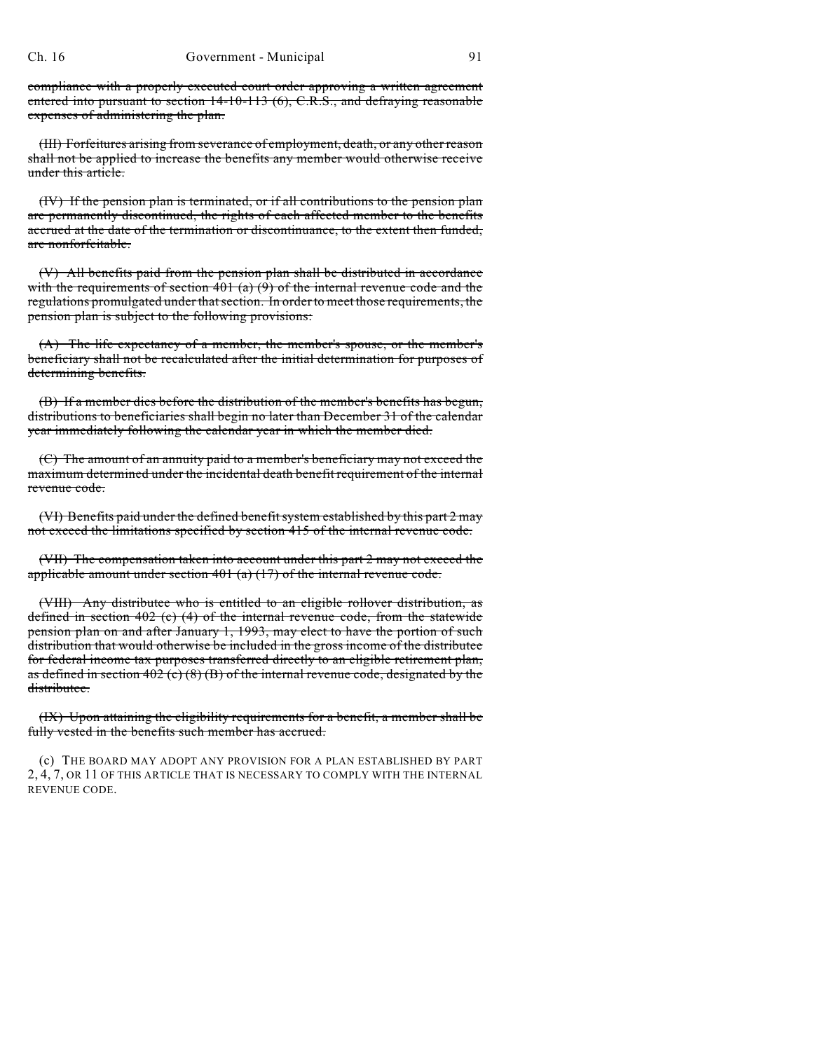~~compliance with a properly executed court order approving a written agreement entered into pursuant to section 14-10-113 (6), C.R.S., and defraying reasonable expenses of administering the plan.~~

~~(III) Forfeitures arising from severance of employment, death, or any other reason shall not be applied to increase the benefits any member would otherwise receive under this article.~~

~~(IV) If the pension plan is terminated, or if all contributions to the pension plan are permanently discontinued, the rights of each affected member to the benefits accrued at the date of the termination or discontinuance, to the extent then funded, are nonforfeitable.~~

~~(V) All benefits paid from the pension plan shall be distributed in accordance with the requirements of section 401 (a) (9) of the internal revenue code and the regulations promulgated under that section. In order to meet those requirements, the pension plan is subject to the following provisions:~~

~~(A) The life expectancy of a member, the member's spouse, or the member's beneficiary shall not be recalculated after the initial determination for purposes of determining benefits.~~

~~(B) If a member dies before the distribution of the member's benefits has begun, distributions to beneficiaries shall begin no later than December 31 of the calendar year immediately following the calendar year in which the member died.~~

~~(C) The amount of an annuity paid to a member's beneficiary may not exceed the maximum determined under the incidental death benefit requirement of the internal revenue code.~~

~~(VI) Benefits paid under the defined benefit system established by this part 2 may not exceed the limitations specified by section 415 of the internal revenue code.~~

~~(VII) The compensation taken into account under this part 2 may not exceed the applicable amount under section 401 (a) (17) of the internal revenue code.~~

~~(VIII) Any distributee who is entitled to an eligible rollover distribution, as defined in section 402 (c) (4) of the internal revenue code, from the statewide pension plan on and after January 1, 1993, may elect to have the portion of such distribution that would otherwise be included in the gross income of the distributee for federal income tax purposes transferred directly to an eligible retirement plan, as defined in section 402 (c) (8) (B) of the internal revenue code, designated by the distributee.~~

~~(IX) Upon attaining the eligibility requirements for a benefit, a member shall be fully vested in the benefits such member has accrued.~~

(c) THE BOARD MAY ADOPT ANY PROVISION FOR A PLAN ESTABLISHED BY PART 2, 4, 7, OR 11 OF THIS ARTICLE THAT IS NECESSARY TO COMPLY WITH THE INTERNAL REVENUE CODE.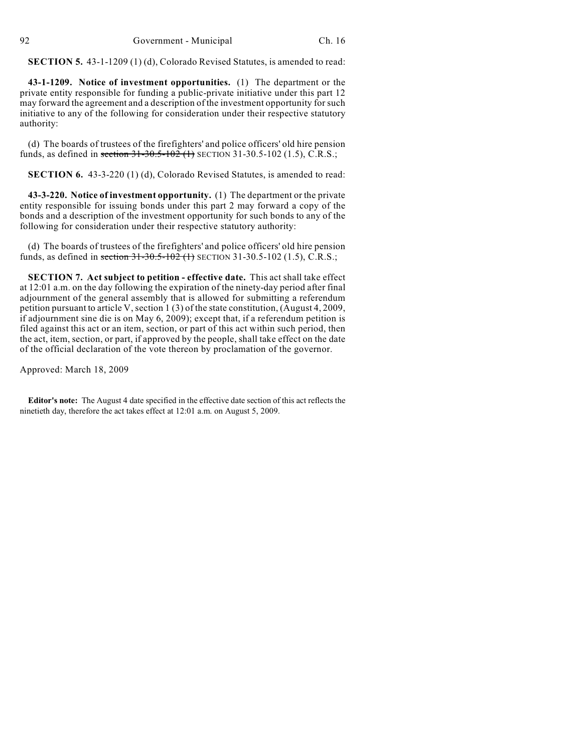**SECTION 5.** 43-1-1209 (1) (d), Colorado Revised Statutes, is amended to read:

**43-1-1209. Notice of investment opportunities.** (1) The department or the private entity responsible for funding a public-private initiative under this part 12 may forward the agreement and a description of the investment opportunity for such initiative to any of the following for consideration under their respective statutory authority:

(d) The boards of trustees of the firefighters' and police officers' old hire pension funds, as defined in ~~section 31-30.5-102 (1)~~ SECTION 31-30.5-102 (1.5), C.R.S.;

**SECTION 6.** 43-3-220 (1) (d), Colorado Revised Statutes, is amended to read:

**43-3-220. Notice of investment opportunity.** (1) The department or the private entity responsible for issuing bonds under this part 2 may forward a copy of the bonds and a description of the investment opportunity for such bonds to any of the following for consideration under their respective statutory authority:

(d) The boards of trustees of the firefighters' and police officers' old hire pension funds, as defined in ~~section 31-30.5-102 (1)~~ SECTION 31-30.5-102 (1.5), C.R.S.;

**SECTION 7. Act subject to petition - effective date.** This act shall take effect at 12:01 a.m. on the day following the expiration of the ninety-day period after final adjournment of the general assembly that is allowed for submitting a referendum petition pursuant to article V, section 1 (3) of the state constitution, (August 4, 2009, if adjournment sine die is on May 6, 2009); except that, if a referendum petition is filed against this act or an item, section, or part of this act within such period, then the act, item, section, or part, if approved by the people, shall take effect on the date of the official declaration of the vote thereon by proclamation of the governor.

Approved: March 18, 2009

**Editor's note:** The August 4 date specified in the effective date section of this act reflects the ninetieth day, therefore the act takes effect at 12:01 a.m. on August 5, 2009.